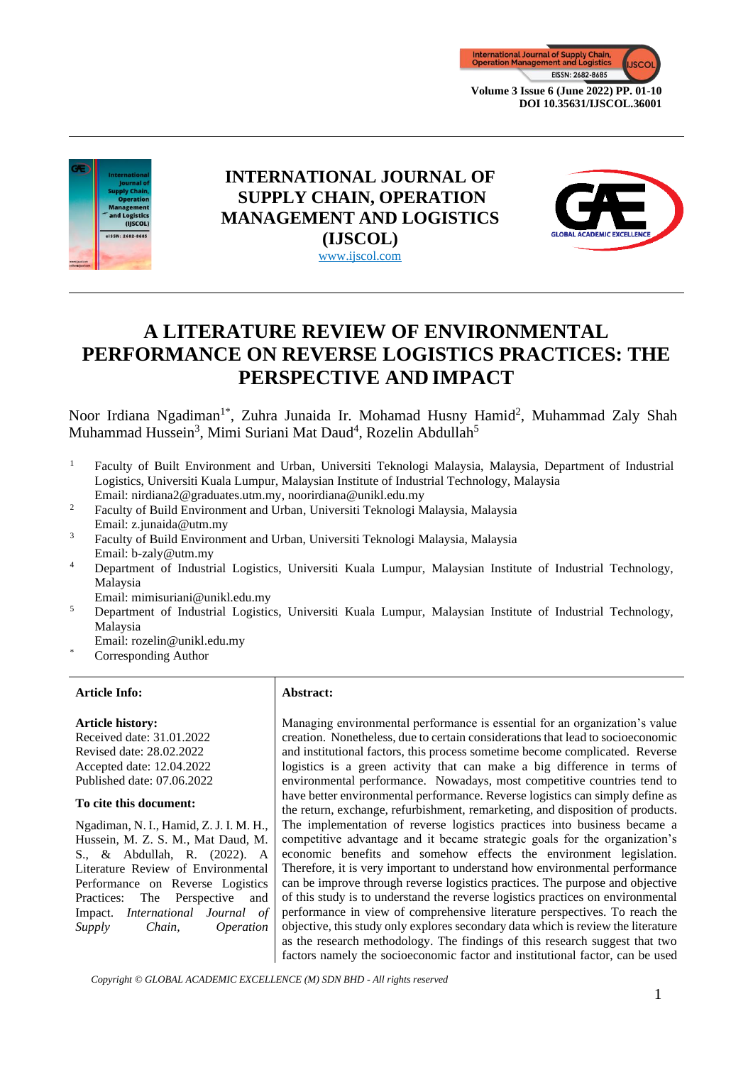# INTERNATIONAL JOURNAL OF SUPPLY CHAIN, OPERATION MANAGEMENT AND LOGISTICS (IJSCOL)

www.ijscol.com

# A LITERATURE REVIEW OF ENVIRONMENTAL PERFORMANCE ON REVERSE LOGISTICS PRACTICES: THE PERSPECTIVE AND IMPACT

Noor Irdiana Ngadiman[1*], Zuhra Junaida Ir. Mohamad Husny Hamid[2], Muhammad Zaly Shah Muhammad Hussein[3], Mimi Suriani Mat Daud[4], Rozelin Abdullah[5]

[1] Faculty of Built Environment and Urban, Universiti Teknologi Malaysia, Malaysia, Department of Industrial Logistics, Universiti Kuala Lumpur, Malaysian Institute of Industrial Technology, Malaysia
Email: nirdiana2@graduates.utm.my, noorirdiana@unikl.edu.my

[2] Faculty of Build Environment and Urban, Universiti Teknologi Malaysia, Malaysia
Email: z.junaida@utm.my

[3] Faculty of Build Environment and Urban, Universiti Teknologi Malaysia, Malaysia
Email: b-zaly@utm.my

[4] Department of Industrial Logistics, Universiti Kuala Lumpur, Malaysian Institute of Industrial Technology, Malaysia
Email: mimisuriani@unikl.edu.my

[5] Department of Industrial Logistics, Universiti Kuala Lumpur, Malaysian Institute of Industrial Technology, Malaysia
Email: rozelin@unikl.edu.my

[*] Corresponding Author

**Article Info:**

**Article history:**
Received date: 31.01.2022
Revised date: 28.02.2022
Accepted date: 12.04.2022
Published date: 07.06.2022

**To cite this document:**

Ngadiman, N. I., Hamid, Z. J. I. M. H., Hussein, M. Z. S. M., Mat Daud, M. S., & Abdullah, R. (2022). A Literature Review of Environmental Performance on Reverse Logistics Practices: The Perspective and Impact. *International Journal of Supply Chain, Operation*

**Abstract:**

Managing environmental performance is essential for an organization's value creation. Nonetheless, due to certain considerations that lead to socioeconomic and institutional factors, this process sometime become complicated. Reverse logistics is a green activity that can make a big difference in terms of environmental performance. Nowadays, most competitive countries tend to have better environmental performance. Reverse logistics can simply define as the return, exchange, refurbishment, remarketing, and disposition of products. The implementation of reverse logistics practices into business became a competitive advantage and it became strategic goals for the organization's economic benefits and somehow effects the environment legislation. Therefore, it is very important to understand how environmental performance can be improve through reverse logistics practices. The purpose and objective of this study is to understand the reverse logistics practices on environmental performance in view of comprehensive literature perspectives. To reach the objective, this study only explores secondary data which is review the literature as the research methodology. The findings of this research suggest that two factors namely the socioeconomic factor and institutional factor, can be used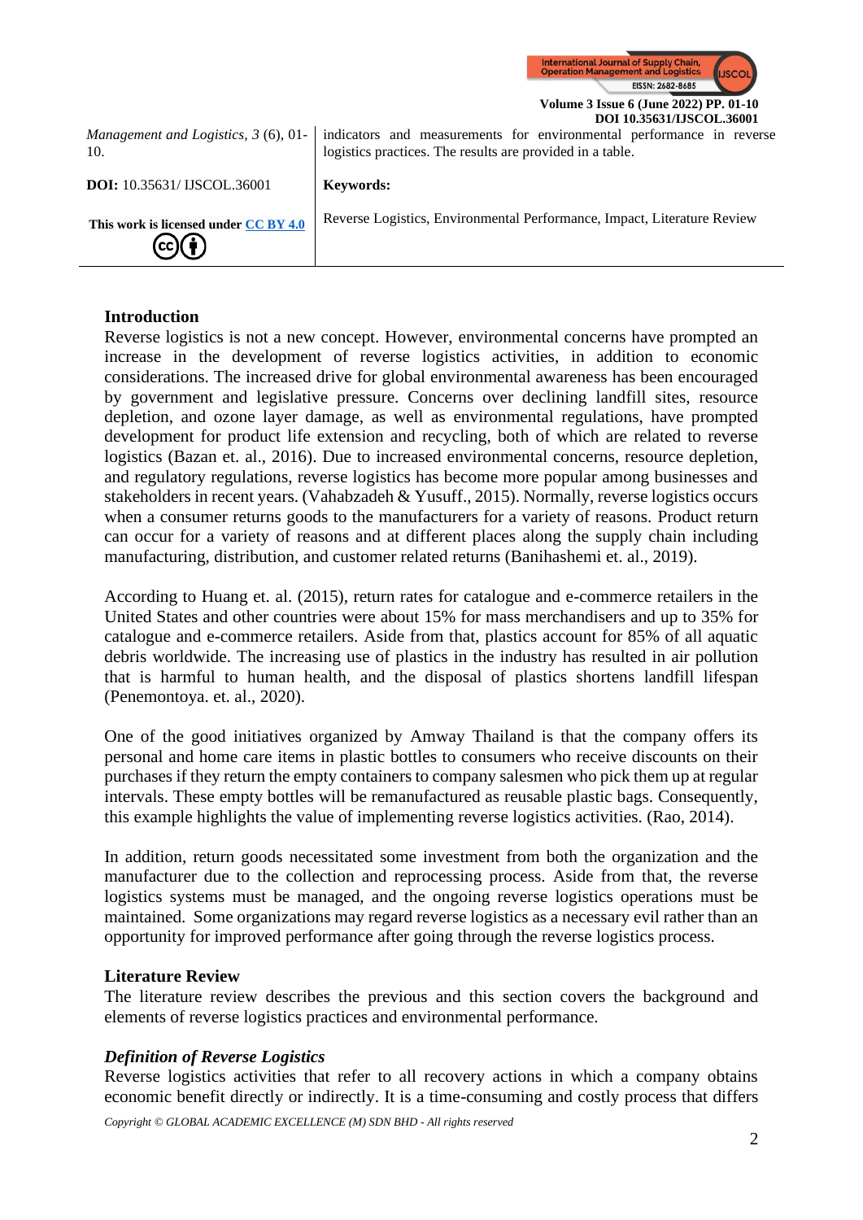| *Management and Logistics, 3* (6), 01-10. | indicators and measurements for environmental performance in reverse logistics practices. The results are provided in a table. |
| --- | --- |
| **DOI:** 10.35631/ IJSCOL.36001 | **Keywords:** |
| **This work is licensed under CC BY 4.0** | Reverse Logistics, Environmental Performance, Impact, Literature Review |

## Introduction

Reverse logistics is not a new concept. However, environmental concerns have prompted an increase in the development of reverse logistics activities, in addition to economic considerations. The increased drive for global environmental awareness has been encouraged by government and legislative pressure. Concerns over declining landfill sites, resource depletion, and ozone layer damage, as well as environmental regulations, have prompted development for product life extension and recycling, both of which are related to reverse logistics (Bazan et. al., 2016). Due to increased environmental concerns, resource depletion, and regulatory regulations, reverse logistics has become more popular among businesses and stakeholders in recent years. (Vahabzadeh & Yusuff., 2015). Normally, reverse logistics occurs when a consumer returns goods to the manufacturers for a variety of reasons. Product return can occur for a variety of reasons and at different places along the supply chain including manufacturing, distribution, and customer related returns (Banihashemi et. al., 2019).

According to Huang et. al. (2015), return rates for catalogue and e-commerce retailers in the United States and other countries were about 15% for mass merchandisers and up to 35% for catalogue and e-commerce retailers. Aside from that, plastics account for 85% of all aquatic debris worldwide. The increasing use of plastics in the industry has resulted in air pollution that is harmful to human health, and the disposal of plastics shortens landfill lifespan (Penemontoya. et. al., 2020).

One of the good initiatives organized by Amway Thailand is that the company offers its personal and home care items in plastic bottles to consumers who receive discounts on their purchases if they return the empty containers to company salesmen who pick them up at regular intervals. These empty bottles will be remanufactured as reusable plastic bags. Consequently, this example highlights the value of implementing reverse logistics activities. (Rao, 2014).

In addition, return goods necessitated some investment from both the organization and the manufacturer due to the collection and reprocessing process. Aside from that, the reverse logistics systems must be managed, and the ongoing reverse logistics operations must be maintained. Some organizations may regard reverse logistics as a necessary evil rather than an opportunity for improved performance after going through the reverse logistics process.

## Literature Review

The literature review describes the previous and this section covers the background and elements of reverse logistics practices and environmental performance.

### *Definition of Reverse Logistics*

Reverse logistics activities that refer to all recovery actions in which a company obtains economic benefit directly or indirectly. It is a time-consuming and costly process that differs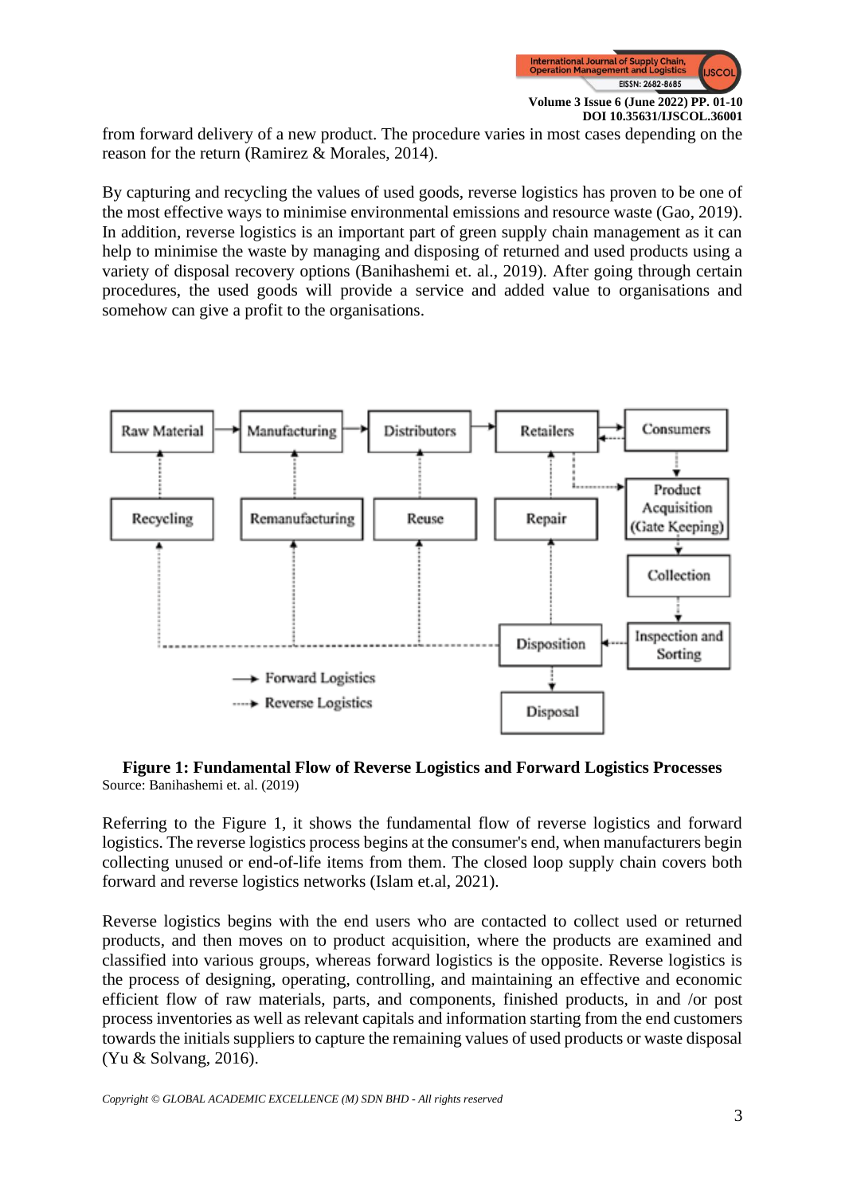from forward delivery of a new product. The procedure varies in most cases depending on the reason for the return (Ramirez & Morales, 2014).

By capturing and recycling the values of used goods, reverse logistics has proven to be one of the most effective ways to minimise environmental emissions and resource waste (Gao, 2019). In addition, reverse logistics is an important part of green supply chain management as it can help to minimise the waste by managing and disposing of returned and used products using a variety of disposal recovery options (Banihashemi et. al., 2019). After going through certain procedures, the used goods will provide a service and added value to organisations and somehow can give a profit to the organisations.

**Figure 1: Fundamental Flow of Reverse Logistics and Forward Logistics Processes**

Source: Banihashemi et. al. (2019)

Referring to the Figure 1, it shows the fundamental flow of reverse logistics and forward logistics. The reverse logistics process begins at the consumer's end, when manufacturers begin collecting unused or end-of-life items from them. The closed loop supply chain covers both forward and reverse logistics networks (Islam et.al, 2021).

Reverse logistics begins with the end users who are contacted to collect used or returned products, and then moves on to product acquisition, where the products are examined and classified into various groups, whereas forward logistics is the opposite. Reverse logistics is the process of designing, operating, controlling, and maintaining an effective and economic efficient flow of raw materials, parts, and components, finished products, in and /or post process inventories as well as relevant capitals and information starting from the end customers towards the initials suppliers to capture the remaining values of used products or waste disposal (Yu & Solvang, 2016).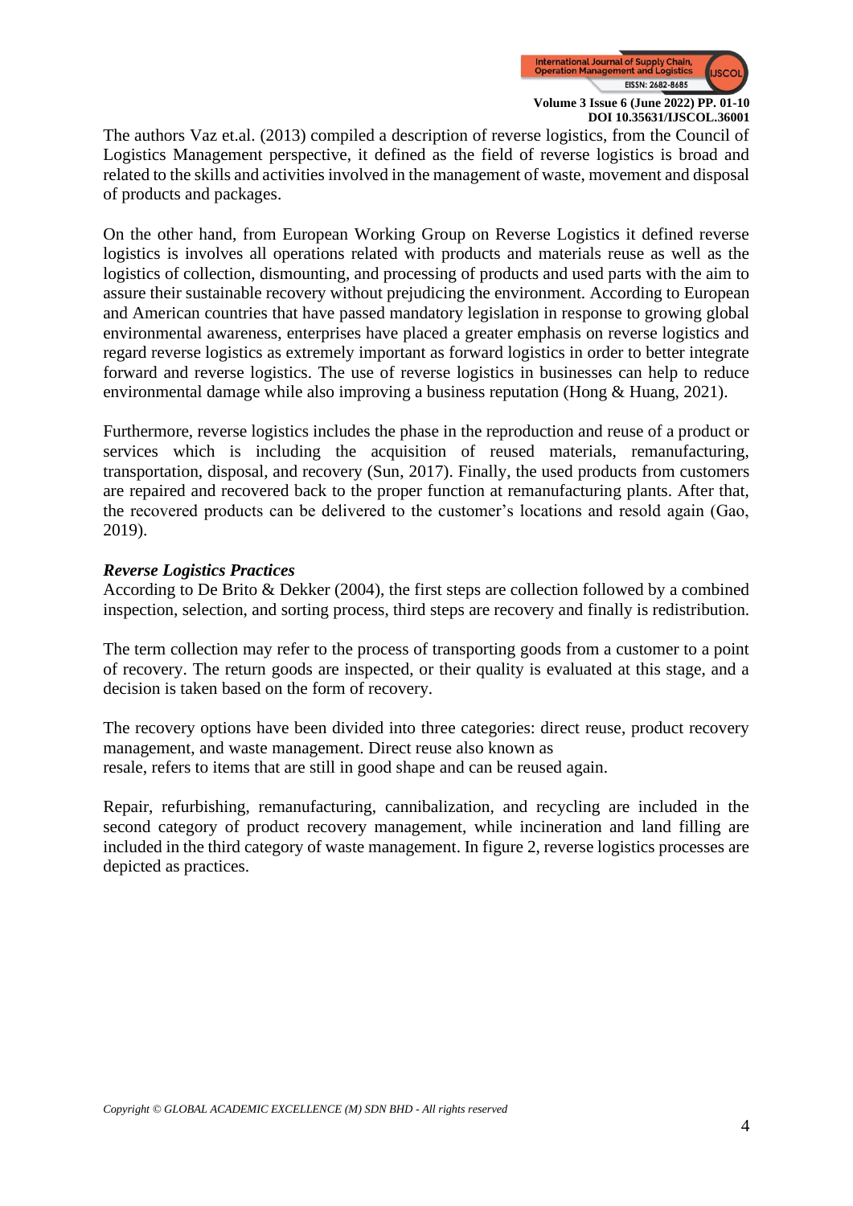The authors Vaz et.al. (2013) compiled a description of reverse logistics, from the Council of Logistics Management perspective, it defined as the field of reverse logistics is broad and related to the skills and activities involved in the management of waste, movement and disposal of products and packages.

On the other hand, from European Working Group on Reverse Logistics it defined reverse logistics is involves all operations related with products and materials reuse as well as the logistics of collection, dismounting, and processing of products and used parts with the aim to assure their sustainable recovery without prejudicing the environment. According to European and American countries that have passed mandatory legislation in response to growing global environmental awareness, enterprises have placed a greater emphasis on reverse logistics and regard reverse logistics as extremely important as forward logistics in order to better integrate forward and reverse logistics. The use of reverse logistics in businesses can help to reduce environmental damage while also improving a business reputation (Hong & Huang, 2021).

Furthermore, reverse logistics includes the phase in the reproduction and reuse of a product or services which is including the acquisition of reused materials, remanufacturing, transportation, disposal, and recovery (Sun, 2017). Finally, the used products from customers are repaired and recovered back to the proper function at remanufacturing plants. After that, the recovered products can be delivered to the customer's locations and resold again (Gao, 2019).

***Reverse Logistics Practices***

According to De Brito & Dekker (2004), the first steps are collection followed by a combined inspection, selection, and sorting process, third steps are recovery and finally is redistribution.

The term collection may refer to the process of transporting goods from a customer to a point of recovery. The return goods are inspected, or their quality is evaluated at this stage, and a decision is taken based on the form of recovery.

The recovery options have been divided into three categories: direct reuse, product recovery management, and waste management. Direct reuse also known as resale, refers to items that are still in good shape and can be reused again.

Repair, refurbishing, remanufacturing, cannibalization, and recycling are included in the second category of product recovery management, while incineration and land filling are included in the third category of waste management. In figure 2, reverse logistics processes are depicted as practices.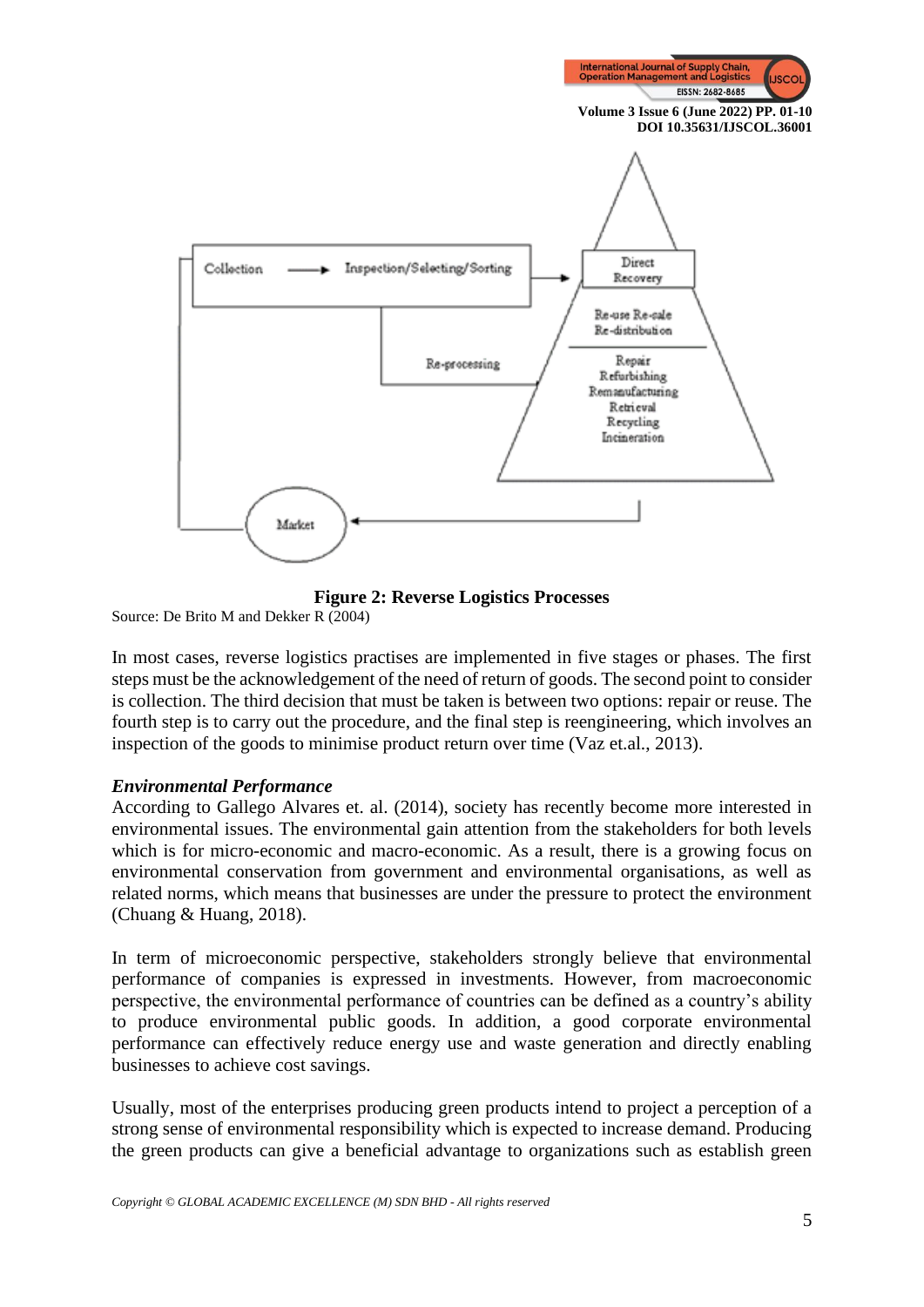Figure 2: Reverse Logistics Processes

Source: De Brito M and Dekker R (2004)

In most cases, reverse logistics practises are implemented in five stages or phases. The first steps must be the acknowledgement of the need of return of goods. The second point to consider is collection. The third decision that must be taken is between two options: repair or reuse. The fourth step is to carry out the procedure, and the final step is reengineering, which involves an inspection of the goods to minimise product return over time (Vaz et.al., 2013).

***Environmental Performance***

According to Gallego Alvares et. al. (2014), society has recently become more interested in environmental issues. The environmental gain attention from the stakeholders for both levels which is for micro-economic and macro-economic. As a result, there is a growing focus on environmental conservation from government and environmental organisations, as well as related norms, which means that businesses are under the pressure to protect the environment (Chuang & Huang, 2018).

In term of microeconomic perspective, stakeholders strongly believe that environmental performance of companies is expressed in investments. However, from macroeconomic perspective, the environmental performance of countries can be defined as a country's ability to produce environmental public goods. In addition, a good corporate environmental performance can effectively reduce energy use and waste generation and directly enabling businesses to achieve cost savings.

Usually, most of the enterprises producing green products intend to project a perception of a strong sense of environmental responsibility which is expected to increase demand. Producing the green products can give a beneficial advantage to organizations such as establish green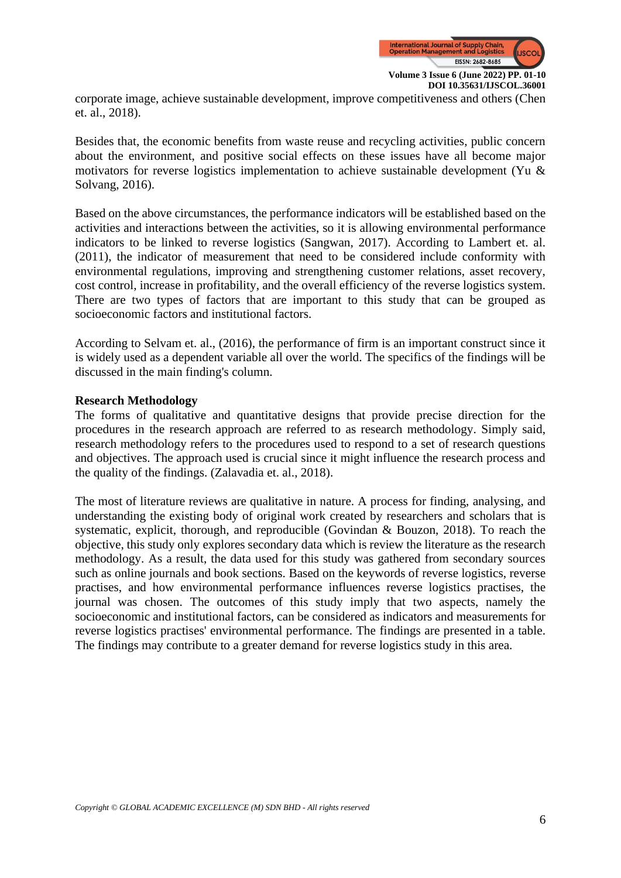corporate image, achieve sustainable development, improve competitiveness and others (Chen et. al., 2018).

Besides that, the economic benefits from waste reuse and recycling activities, public concern about the environment, and positive social effects on these issues have all become major motivators for reverse logistics implementation to achieve sustainable development (Yu & Solvang, 2016).

Based on the above circumstances, the performance indicators will be established based on the activities and interactions between the activities, so it is allowing environmental performance indicators to be linked to reverse logistics (Sangwan, 2017). According to Lambert et. al. (2011), the indicator of measurement that need to be considered include conformity with environmental regulations, improving and strengthening customer relations, asset recovery, cost control, increase in profitability, and the overall efficiency of the reverse logistics system. There are two types of factors that are important to this study that can be grouped as socioeconomic factors and institutional factors.

According to Selvam et. al., (2016), the performance of firm is an important construct since it is widely used as a dependent variable all over the world. The specifics of the findings will be discussed in the main finding's column.

**Research Methodology**

The forms of qualitative and quantitative designs that provide precise direction for the procedures in the research approach are referred to as research methodology. Simply said, research methodology refers to the procedures used to respond to a set of research questions and objectives. The approach used is crucial since it might influence the research process and the quality of the findings. (Zalavadia et. al., 2018).

The most of literature reviews are qualitative in nature. A process for finding, analysing, and understanding the existing body of original work created by researchers and scholars that is systematic, explicit, thorough, and reproducible (Govindan & Bouzon, 2018). To reach the objective, this study only explores secondary data which is review the literature as the research methodology. As a result, the data used for this study was gathered from secondary sources such as online journals and book sections. Based on the keywords of reverse logistics, reverse practises, and how environmental performance influences reverse logistics practises, the journal was chosen. The outcomes of this study imply that two aspects, namely the socioeconomic and institutional factors, can be considered as indicators and measurements for reverse logistics practises' environmental performance. The findings are presented in a table. The findings may contribute to a greater demand for reverse logistics study in this area.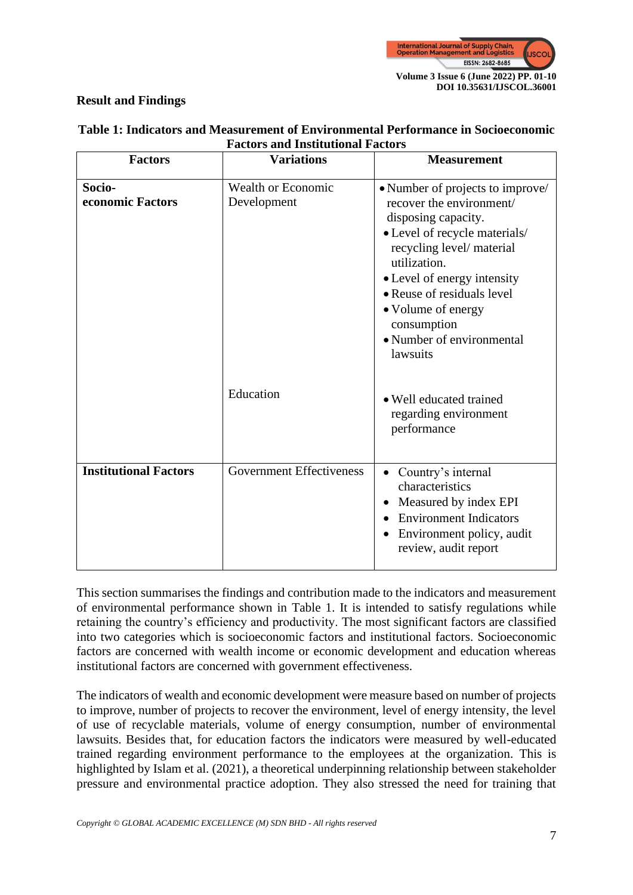## Result and Findings

**Table 1: Indicators and Measurement of Environmental Performance in Socioeconomic Factors and Institutional Factors**

| Factors | Variations | Measurement |
|---|---|---|
| **Socio-economic Factors** | Wealth or Economic Development | • Number of projects to improve/ recover the environment/ disposing capacity. <br> • Level of recycle materials/ recycling level/ material utilization. <br> • Level of energy intensity <br> • Reuse of residuals level <br> • Volume of energy consumption <br> • Number of environmental lawsuits |
| | Education | • Well educated trained regarding environment performance |
| **Institutional Factors** | Government Effectiveness | • Country's internal characteristics <br> • Measured by index EPI <br> • Environment Indicators <br> • Environment policy, audit review, audit report |

This section summarises the findings and contribution made to the indicators and measurement of environmental performance shown in Table 1. It is intended to satisfy regulations while retaining the country's efficiency and productivity. The most significant factors are classified into two categories which is socioeconomic factors and institutional factors. Socioeconomic factors are concerned with wealth income or economic development and education whereas institutional factors are concerned with government effectiveness.

The indicators of wealth and economic development were measure based on number of projects to improve, number of projects to recover the environment, level of energy intensity, the level of use of recyclable materials, volume of energy consumption, number of environmental lawsuits. Besides that, for education factors the indicators were measured by well-educated trained regarding environment performance to the employees at the organization. This is highlighted by Islam et al. (2021), a theoretical underpinning relationship between stakeholder pressure and environmental practice adoption. They also stressed the need for training that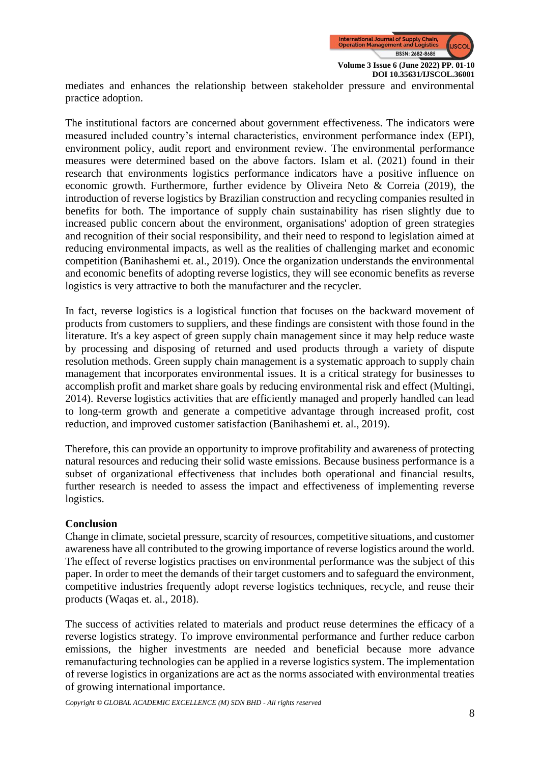mediates and enhances the relationship between stakeholder pressure and environmental practice adoption.

The institutional factors are concerned about government effectiveness. The indicators were measured included country's internal characteristics, environment performance index (EPI), environment policy, audit report and environment review. The environmental performance measures were determined based on the above factors. Islam et al. (2021) found in their research that environments logistics performance indicators have a positive influence on economic growth. Furthermore, further evidence by Oliveira Neto & Correia (2019), the introduction of reverse logistics by Brazilian construction and recycling companies resulted in benefits for both. The importance of supply chain sustainability has risen slightly due to increased public concern about the environment, organisations' adoption of green strategies and recognition of their social responsibility, and their need to respond to legislation aimed at reducing environmental impacts, as well as the realities of challenging market and economic competition (Banihashemi et. al., 2019). Once the organization understands the environmental and economic benefits of adopting reverse logistics, they will see economic benefits as reverse logistics is very attractive to both the manufacturer and the recycler.

In fact, reverse logistics is a logistical function that focuses on the backward movement of products from customers to suppliers, and these findings are consistent with those found in the literature. It's a key aspect of green supply chain management since it may help reduce waste by processing and disposing of returned and used products through a variety of dispute resolution methods. Green supply chain management is a systematic approach to supply chain management that incorporates environmental issues. It is a critical strategy for businesses to accomplish profit and market share goals by reducing environmental risk and effect (Multingi, 2014). Reverse logistics activities that are efficiently managed and properly handled can lead to long-term growth and generate a competitive advantage through increased profit, cost reduction, and improved customer satisfaction (Banihashemi et. al., 2019).

Therefore, this can provide an opportunity to improve profitability and awareness of protecting natural resources and reducing their solid waste emissions. Because business performance is a subset of organizational effectiveness that includes both operational and financial results, further research is needed to assess the impact and effectiveness of implementing reverse logistics.

**Conclusion**

Change in climate, societal pressure, scarcity of resources, competitive situations, and customer awareness have all contributed to the growing importance of reverse logistics around the world. The effect of reverse logistics practises on environmental performance was the subject of this paper. In order to meet the demands of their target customers and to safeguard the environment, competitive industries frequently adopt reverse logistics techniques, recycle, and reuse their products (Waqas et. al., 2018).

The success of activities related to materials and product reuse determines the efficacy of a reverse logistics strategy. To improve environmental performance and further reduce carbon emissions, the higher investments are needed and beneficial because more advance remanufacturing technologies can be applied in a reverse logistics system. The implementation of reverse logistics in organizations are act as the norms associated with environmental treaties of growing international importance.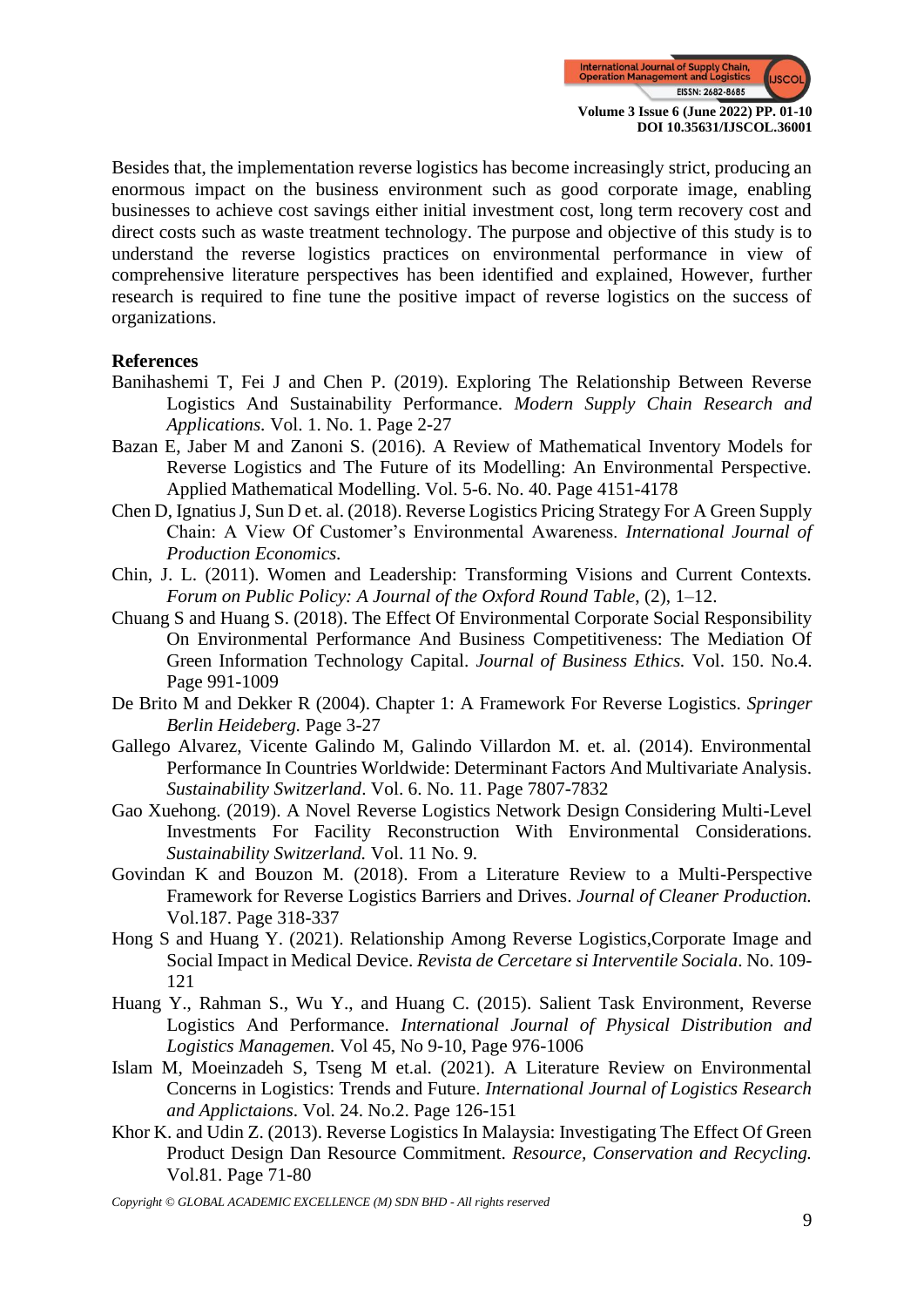Besides that, the implementation reverse logistics has become increasingly strict, producing an enormous impact on the business environment such as good corporate image, enabling businesses to achieve cost savings either initial investment cost, long term recovery cost and direct costs such as waste treatment technology. The purpose and objective of this study is to understand the reverse logistics practices on environmental performance in view of comprehensive literature perspectives has been identified and explained, However, further research is required to fine tune the positive impact of reverse logistics on the success of organizations.

## References

Banihashemi T, Fei J and Chen P. (2019). Exploring The Relationship Between Reverse Logistics And Sustainability Performance. *Modern Supply Chain Research and Applications.* Vol. 1. No. 1. Page 2-27

Bazan E, Jaber M and Zanoni S. (2016). A Review of Mathematical Inventory Models for Reverse Logistics and The Future of its Modelling: An Environmental Perspective. Applied Mathematical Modelling. Vol. 5-6. No. 40. Page 4151-4178

Chen D, Ignatius J, Sun D et. al. (2018). Reverse Logistics Pricing Strategy For A Green Supply Chain: A View Of Customer's Environmental Awareness. *International Journal of Production Economics.*

Chin, J. L. (2011). Women and Leadership: Transforming Visions and Current Contexts. *Forum on Public Policy: A Journal of the Oxford Round Table*, (2), 1–12.

Chuang S and Huang S. (2018). The Effect Of Environmental Corporate Social Responsibility On Environmental Performance And Business Competitiveness: The Mediation Of Green Information Technology Capital. *Journal of Business Ethics.* Vol. 150. No.4. Page 991-1009

De Brito M and Dekker R (2004). Chapter 1: A Framework For Reverse Logistics. *Springer Berlin Heideberg.* Page 3-27

Gallego Alvarez, Vicente Galindo M, Galindo Villardon M. et. al. (2014). Environmental Performance In Countries Worldwide: Determinant Factors And Multivariate Analysis. *Sustainability Switzerland*. Vol. 6. No. 11. Page 7807-7832

Gao Xuehong. (2019). A Novel Reverse Logistics Network Design Considering Multi-Level Investments For Facility Reconstruction With Environmental Considerations. *Sustainability Switzerland.* Vol. 11 No. 9.

Govindan K and Bouzon M. (2018). From a Literature Review to a Multi-Perspective Framework for Reverse Logistics Barriers and Drives. *Journal of Cleaner Production.* Vol.187. Page 318-337

Hong S and Huang Y. (2021). Relationship Among Reverse Logistics,Corporate Image and Social Impact in Medical Device. *Revista de Cercetare si Interventile Sociala*. No. 109-121

Huang Y., Rahman S., Wu Y., and Huang C. (2015). Salient Task Environment, Reverse Logistics And Performance. *International Journal of Physical Distribution and Logistics Managemen.* Vol 45, No 9-10, Page 976-1006

Islam M, Moeinzadeh S, Tseng M et.al. (2021). A Literature Review on Environmental Concerns in Logistics: Trends and Future. *International Journal of Logistics Research and Applictaions.* Vol. 24. No.2. Page 126-151

Khor K. and Udin Z. (2013). Reverse Logistics In Malaysia: Investigating The Effect Of Green Product Design Dan Resource Commitment. *Resource, Conservation and Recycling.* Vol.81. Page 71-80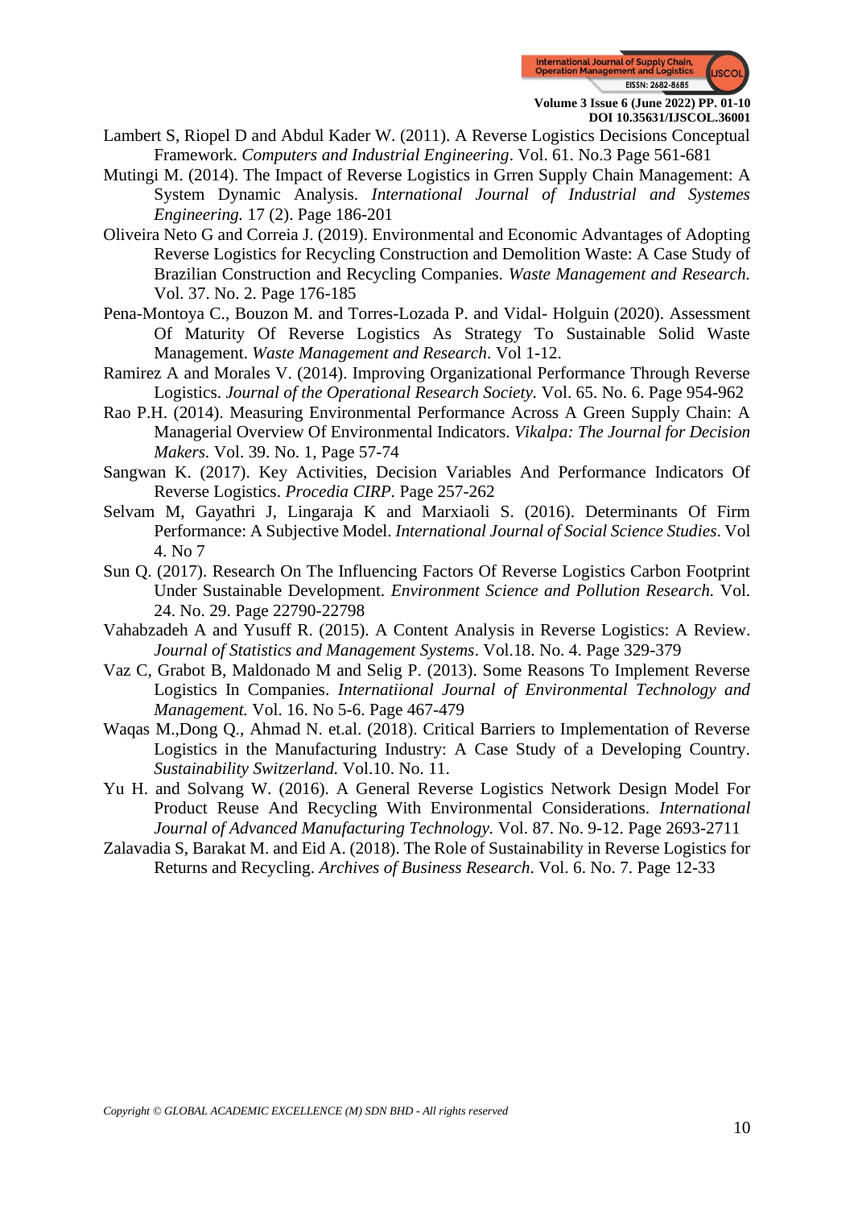Lambert S, Riopel D and Abdul Kader W. (2011). A Reverse Logistics Decisions Conceptual Framework. *Computers and Industrial Engineering*. Vol. 61. No.3 Page 561-681

Mutingi M. (2014). The Impact of Reverse Logistics in Grren Supply Chain Management: A System Dynamic Analysis. *International Journal of Industrial and Systemes Engineering.* 17 (2). Page 186-201

Oliveira Neto G and Correia J. (2019). Environmental and Economic Advantages of Adopting Reverse Logistics for Recycling Construction and Demolition Waste: A Case Study of Brazilian Construction and Recycling Companies. *Waste Management and Research.* Vol. 37. No. 2. Page 176-185

Pena-Montoya C., Bouzon M. and Torres-Lozada P. and Vidal- Holguin (2020). Assessment Of Maturity Of Reverse Logistics As Strategy To Sustainable Solid Waste Management. *Waste Management and Research*. Vol 1-12.

Ramirez A and Morales V. (2014). Improving Organizational Performance Through Reverse Logistics. *Journal of the Operational Research Society.* Vol. 65. No. 6. Page 954-962

Rao P.H. (2014). Measuring Environmental Performance Across A Green Supply Chain: A Managerial Overview Of Environmental Indicators. *Vikalpa: The Journal for Decision Makers.* Vol. 39. No. 1, Page 57-74

Sangwan K. (2017). Key Activities, Decision Variables And Performance Indicators Of Reverse Logistics. *Procedia CIRP*. Page 257-262

Selvam M, Gayathri J, Lingaraja K and Marxiaoli S. (2016). Determinants Of Firm Performance: A Subjective Model. *International Journal of Social Science Studies*. Vol 4. No 7

Sun Q. (2017). Research On The Influencing Factors Of Reverse Logistics Carbon Footprint Under Sustainable Development. *Environment Science and Pollution Research.* Vol. 24. No. 29. Page 22790-22798

Vahabzadeh A and Yusuff R. (2015). A Content Analysis in Reverse Logistics: A Review. *Journal of Statistics and Management Systems*. Vol.18. No. 4. Page 329-379

Vaz C, Grabot B, Maldonado M and Selig P. (2013). Some Reasons To Implement Reverse Logistics In Companies. *Internatiional Journal of Environmental Technology and Management.* Vol. 16. No 5-6. Page 467-479

Waqas M.,Dong Q., Ahmad N. et.al. (2018). Critical Barriers to Implementation of Reverse Logistics in the Manufacturing Industry: A Case Study of a Developing Country. *Sustainability Switzerland.* Vol.10. No. 11.

Yu H. and Solvang W. (2016). A General Reverse Logistics Network Design Model For Product Reuse And Recycling With Environmental Considerations. *International Journal of Advanced Manufacturing Technology.* Vol. 87. No. 9-12. Page 2693-2711

Zalavadia S, Barakat M. and Eid A. (2018). The Role of Sustainability in Reverse Logistics for Returns and Recycling. *Archives of Business Research*. Vol. 6. No. 7. Page 12-33